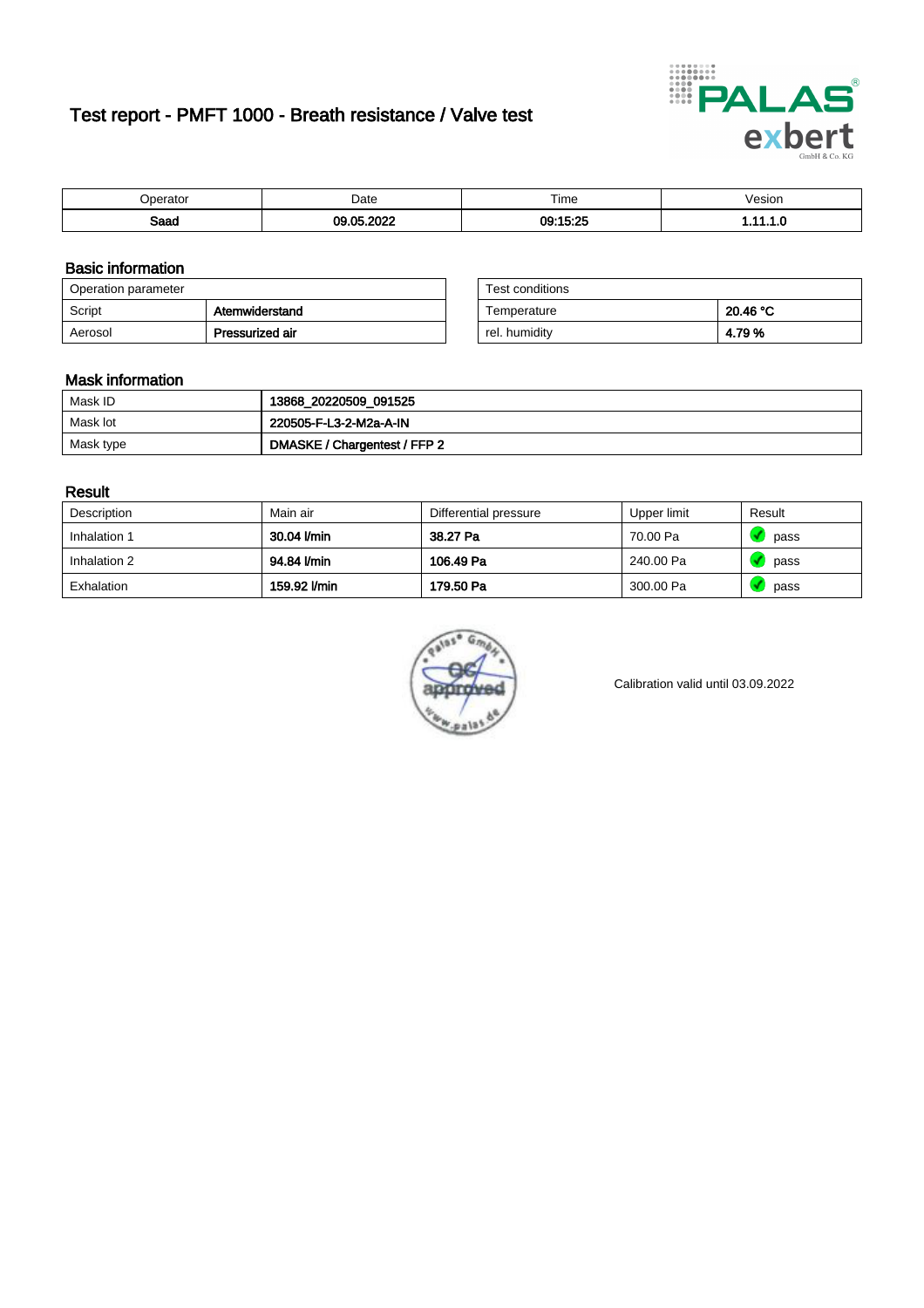# Test report - PMFT 1000 - Breath resistance / Valve test

| Operator | Date | Time | Vesion |
|---|---|---|---|
| **Saad** | **09.05.2022** | **09:15:25** | **1.11.1.0** |

## Basic information

| Operation parameter | |
|---|---|
| Script | **Atemwiderstand** |
| Aerosol | **Pressurized air** |

| Test conditions | |
|---|---|
| Temperature | **20.46 °C** |
| rel. humidity | **4.79 %** |

## Mask information

| | |
|---|---|
| Mask ID | **13868_20220509_091525** |
| Mask lot | **220505-F-L3-2-M2a-A-IN** |
| Mask type | **DMASKE / Chargentest / FFP 2** |

## Result

| Description | Main air | Differential pressure | Upper limit | Result |
|---|---|---|---|---|
| Inhalation 1 | **30.04 l/min** | **38.27 Pa** | 70.00 Pa | pass |
| Inhalation 2 | **94.84 l/min** | **106.49 Pa** | 240.00 Pa | pass |
| Exhalation | **159.92 l/min** | **179.50 Pa** | 300.00 Pa | pass |

Calibration valid until 03.09.2022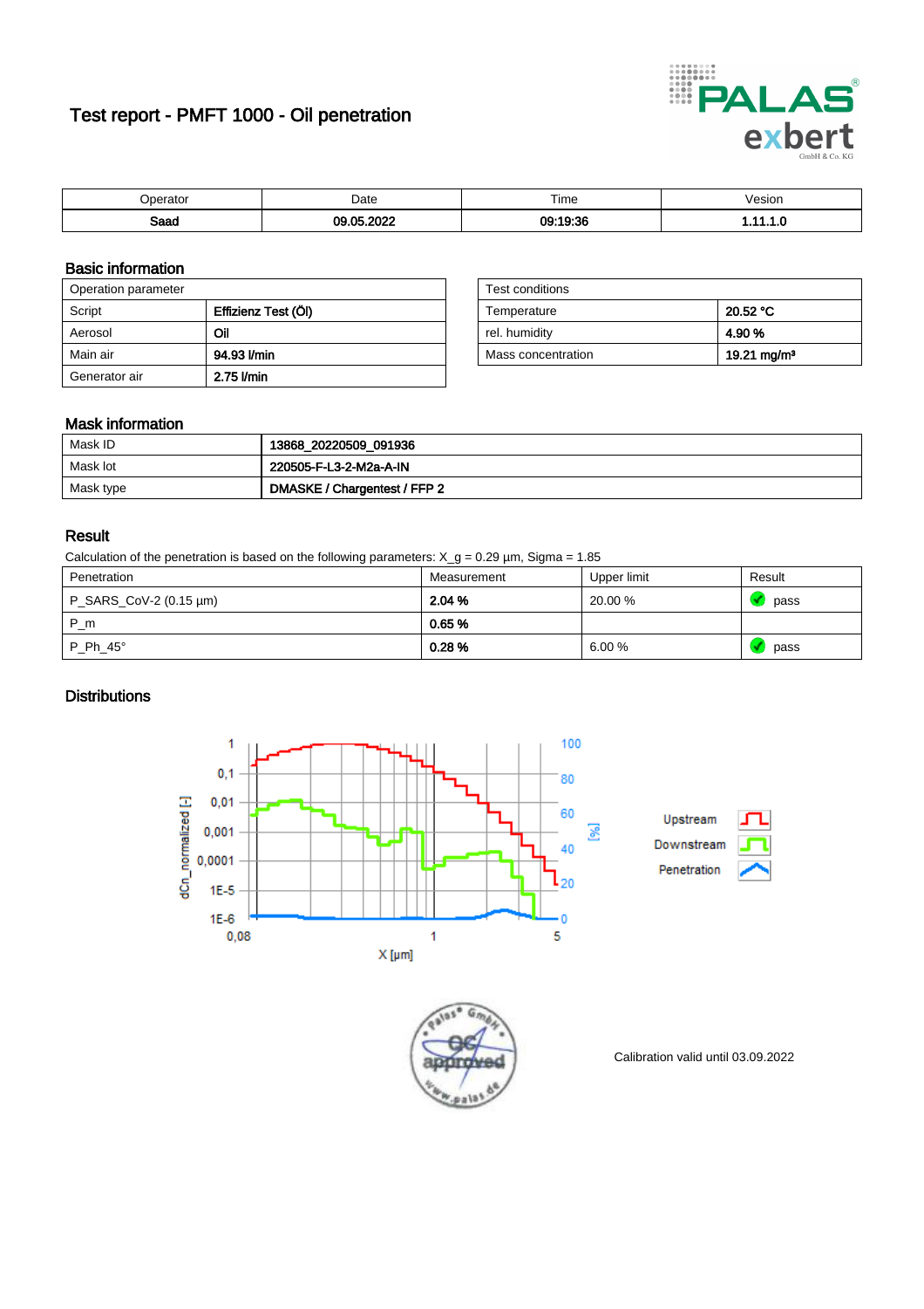# Test report - PMFT 1000 - Oil penetration

| Operator | Date | Time | Vesion |
|---|---|---|---|
| **Saad** | **09.05.2022** | **09:19:36** | **1.11.1.0** |

## Basic information

| Operation parameter | |
|---|---|
| Script | **Effizienz Test (Öl)** |
| Aerosol | **Oil** |
| Main air | **94.93 l/min** |
| Generator air | **2.75 l/min** |

| Test conditions | |
|---|---|
| Temperature | **20.52 °C** |
| rel. humidity | **4.90 %** |
| Mass concentration | **19.21 mg/m³** |

## Mask information

| | |
|---|---|
| Mask ID | **13868_20220509_091936** |
| Mask lot | **220505-F-L3-2-M2a-A-IN** |
| Mask type | **DMASKE / Chargentest / FFP 2** |

## Result

Calculation of the penetration is based on the following parameters: X_g = 0.29 µm, Sigma = 1.85

| Penetration | Measurement | Upper limit | Result |
|---|---|---|---|
| P_SARS_CoV-2 (0.15 µm) | **2.04 %** | 20.00 % | pass |
| P_m | **0.65 %** | | |
| P_Ph_45° | **0.28 %** | 6.00 % | pass |

## Distributions

dCn_normalized [-]
1
0,1
0,01
0,001
0,0001
1E-5
1E-6
0,08
1
5
X [µm]
[%]
100
80
60
40
20
0
Upstream
Downstream
Penetration

Calibration valid until 03.09.2022